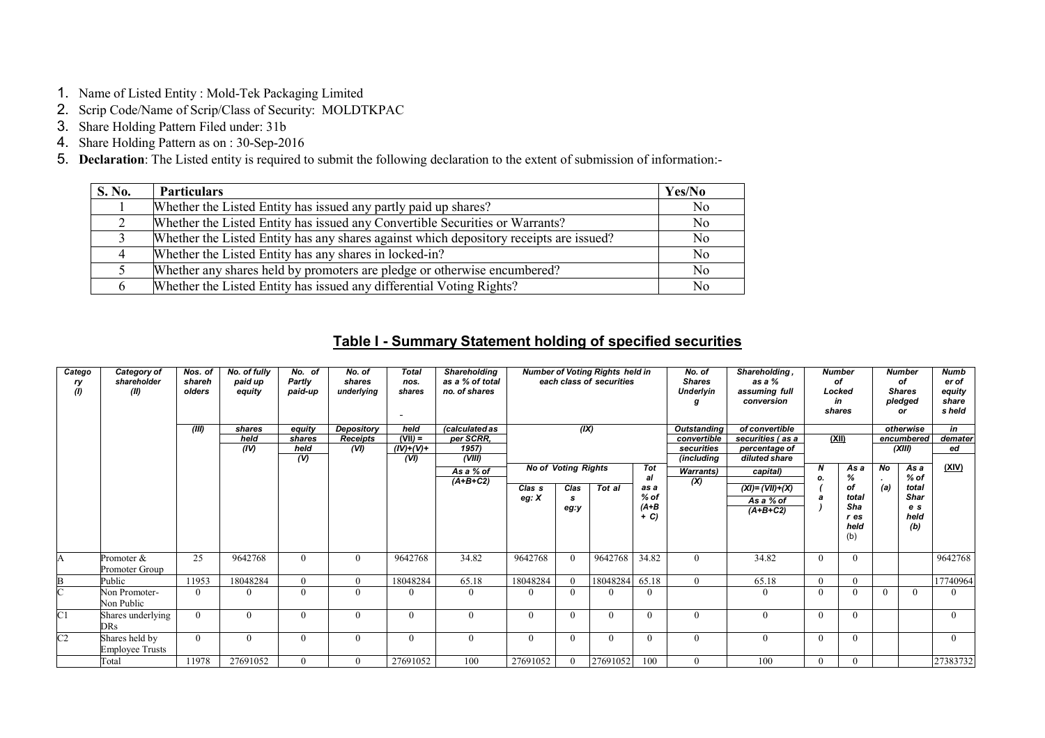1. Name of Listed Entity : Mold-Tek Packaging Limited
2. Scrip Code/Name of Scrip/Class of Security: MOLDTKPAC
3. Share Holding Pattern Filed under: 31b
4. Share Holding Pattern as on : 30-Sep-2016
5. **Declaration**: The Listed entity is required to submit the following declaration to the extent of submission of information:-

| S. No. | Particulars | Yes/No |
|---|---|---|
| 1 | Whether the Listed Entity has issued any partly paid up shares? | No |
| 2 | Whether the Listed Entity has issued any Convertible Securities or Warrants? | No |
| 3 | Whether the Listed Entity has any shares against which depository receipts are issued? | No |
| 4 | Whether the Listed Entity has any shares in locked-in? | No |
| 5 | Whether any shares held by promoters are pledge or otherwise encumbered? | No |
| 6 | Whether the Listed Entity has issued any differential Voting Rights? | No |

## Table I - Summary Statement holding of specified securities

| Category (I) | Category of shareholder (II) | Nos. of shareholders (III) | No. of fully paid up equity shares held (IV) | No. of Partly paid-up equity shares held (V) | No. of shares underlying Depository Receipts (VI) | Total nos. shares held (VII) = (IV)+(V)+ (VI) | Shareholding as a % of total no. of shares (calculated as per SCRR, 1957) (VIII) As a % of (A+B+C2) | Number of Voting Rights held in each class of securities (IX) | | | | No. of Shares Underlying Outstanding convertible securities (including Warrants) (X) | Shareholding, as a % assuming full conversion of convertible securities ( as a percentage of diluted share capital) (XI)= (VII)+(X) As a % of (A+B+C2) | Number of Locked in shares (XII) | | Number of Shares pledged or otherwise encumbered (XIII) | | Number of equity shares held in dematerialized (XIV) |
|---|---|---|---|---|---|---|---|---|---|---|---|---|---|---|---|---|---|---|
| | | | | | | | | No of Voting Rights | | | Total as a % of (A+B+ C) | | | No. (a) | As a % of total Shares held (b) | No. (a) | As a % of total Shares held (b) | |
| | | | | | | | | Class eg: X | Class eg:y | Total | | | | | | | | |
| A | Promoter & Promoter Group | 25 | 9642768 | 0 | 0 | 9642768 | 34.82 | 9642768 | 0 | 9642768 | 34.82 | 0 | 34.82 | 0 | 0 | | | 9642768 |
| B | Public | 11953 | 18048284 | 0 | 0 | 18048284 | 65.18 | 18048284 | 0 | 18048284 | 65.18 | 0 | 65.18 | 0 | 0 | | | 17740964 |
| C | Non Promoter-Non Public | 0 | 0 | 0 | 0 | 0 | 0 | 0 | 0 | 0 | 0 | | 0 | 0 | 0 | 0 | 0 | 0 |
| C1 | Shares underlying DRs | 0 | 0 | 0 | 0 | 0 | 0 | 0 | 0 | 0 | 0 | 0 | 0 | 0 | 0 | | | 0 |
| C2 | Shares held by Employee Trusts | 0 | 0 | 0 | 0 | 0 | 0 | 0 | 0 | 0 | 0 | 0 | 0 | 0 | 0 | | | 0 |
| | Total | 11978 | 27691052 | 0 | 0 | 27691052 | 100 | 27691052 | 0 | 27691052 | 100 | 0 | 100 | 0 | 0 | | | 27383732 |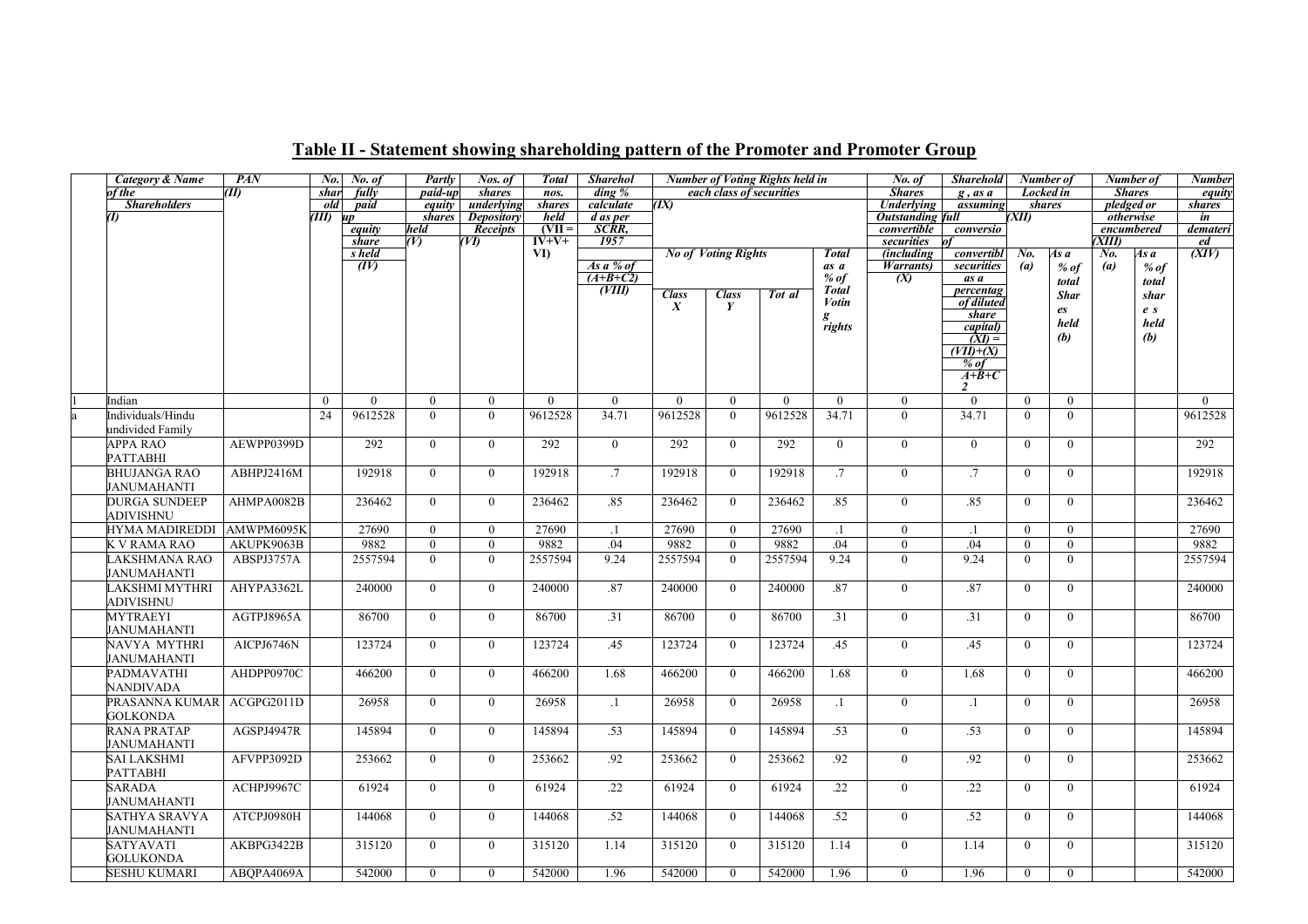## Table II - Statement showing shareholding pattern of the Promoter and Promoter Group

| | Category & Name of the Shareholders (I) | PAN (II) | No. of shareholders (III) | No. of fully paid up equity shares held (IV) | Partly paid-up equity shares held (V) | Nos. of shares underlying Depository Receipts (VI) | Total nos. shares held (VII = IV+V+ VI) | Shareholding % calculated as per SCRR, 1957 As a % of (A+B+C2) (VIII) | Number of Voting Rights held in each class of securities (IX) | | | | No. of Shares Underlying Outstanding convertible securities (including Warrants) (X) | Shareholding , as a % assuming full conversion of convertible securities ( as a percentage of diluted share capital) (XI) = (VII)+(X) % of A+B+C2 | Number of Locked in shares (XII) | | Number of Shares pledged or otherwise encumbered (XIII) | | Number of equity shares held in dematerialized form (XIV) |
|---|---|---|---|---|---|---|---|---|---|---|---|---|---|---|---|---|---|---|---|
| | | | | | | | | | No of Voting Rights | | | Total as a % of Total Voting rights | | | No. (a) | As a % of total Shares held (b) | No. (a) | As a % of total shares held (b) | |
| | | | | | | | | | Class X | Class Y | Tot al | | | | | | | | |
| 1 | Indian | | 0 | 0 | 0 | 0 | 0 | 0 | 0 | 0 | 0 | 0 | 0 | 0 | 0 | 0 | | | 0 |
| a | Individuals/Hindu undivided Family | | 24 | 9612528 | 0 | 0 | 9612528 | 34.71 | 9612528 | 0 | 9612528 | 34.71 | 0 | 34.71 | 0 | 0 | | | 9612528 |
| | APPA RAO PATTABHI | AEWPP0399D | | 292 | 0 | 0 | 292 | 0 | 292 | 0 | 292 | 0 | 0 | 0 | 0 | 0 | | | 292 |
| | BHUJANGA RAO JANUMAHANTI | ABHPJ2416M | | 192918 | 0 | 0 | 192918 | .7 | 192918 | 0 | 192918 | .7 | 0 | .7 | 0 | 0 | | | 192918 |
| | DURGA SUNDEEP ADIVISHNU | AHMPA0082B | | 236462 | 0 | 0 | 236462 | .85 | 236462 | 0 | 236462 | .85 | 0 | .85 | 0 | 0 | | | 236462 |
| | HYMA MADIREDDI | AMWPM6095K | | 27690 | 0 | 0 | 27690 | .1 | 27690 | 0 | 27690 | .1 | 0 | .1 | 0 | 0 | | | 27690 |
| | K V RAMA RAO | AKUPK9063B | | 9882 | 0 | 0 | 9882 | .04 | 9882 | 0 | 9882 | .04 | 0 | .04 | 0 | 0 | | | 9882 |
| | LAKSHMANA RAO JANUMAHANTI | ABSPJ3757A | | 2557594 | 0 | 0 | 2557594 | 9.24 | 2557594 | 0 | 2557594 | 9.24 | 0 | 9.24 | 0 | 0 | | | 2557594 |
| | LAKSHMI MYTHRI ADIVISHNU | AHYPA3362L | | 240000 | 0 | 0 | 240000 | .87 | 240000 | 0 | 240000 | .87 | 0 | .87 | 0 | 0 | | | 240000 |
| | MYTRAEYI JANUMAHANTI | AGTPJ8965A | | 86700 | 0 | 0 | 86700 | .31 | 86700 | 0 | 86700 | .31 | 0 | .31 | 0 | 0 | | | 86700 |
| | NAVYA MYTHRI JANUMAHANTI | AICPJ6746N | | 123724 | 0 | 0 | 123724 | .45 | 123724 | 0 | 123724 | .45 | 0 | .45 | 0 | 0 | | | 123724 |
| | PADMAVATHI NANDIVADA | AHDPP0970C | | 466200 | 0 | 0 | 466200 | 1.68 | 466200 | 0 | 466200 | 1.68 | 0 | 1.68 | 0 | 0 | | | 466200 |
| | PRASANNA KUMAR GOLKONDA | ACGPG2011D | | 26958 | 0 | 0 | 26958 | .1 | 26958 | 0 | 26958 | .1 | 0 | .1 | 0 | 0 | | | 26958 |
| | RANA PRATAP JANUMAHANTI | AGSPJ4947R | | 145894 | 0 | 0 | 145894 | .53 | 145894 | 0 | 145894 | .53 | 0 | .53 | 0 | 0 | | | 145894 |
| | SAI LAKSHMI PATTABHI | AFVPP3092D | | 253662 | 0 | 0 | 253662 | .92 | 253662 | 0 | 253662 | .92 | 0 | .92 | 0 | 0 | | | 253662 |
| | SARADA JANUMAHANTI | ACHPJ9967C | | 61924 | 0 | 0 | 61924 | .22 | 61924 | 0 | 61924 | .22 | 0 | .22 | 0 | 0 | | | 61924 |
| | SATHYA SRAVYA JANUMAHANTI | ATCPJ0980H | | 144068 | 0 | 0 | 144068 | .52 | 144068 | 0 | 144068 | .52 | 0 | .52 | 0 | 0 | | | 144068 |
| | SATYAVATI GOLUKONDA | AKBPG3422B | | 315120 | 0 | 0 | 315120 | 1.14 | 315120 | 0 | 315120 | 1.14 | 0 | 1.14 | 0 | 0 | | | 315120 |
| | SESHU KUMARI | ABQPA4069A | | 542000 | 0 | 0 | 542000 | 1.96 | 542000 | 0 | 542000 | 1.96 | 0 | 1.96 | 0 | 0 | | | 542000 |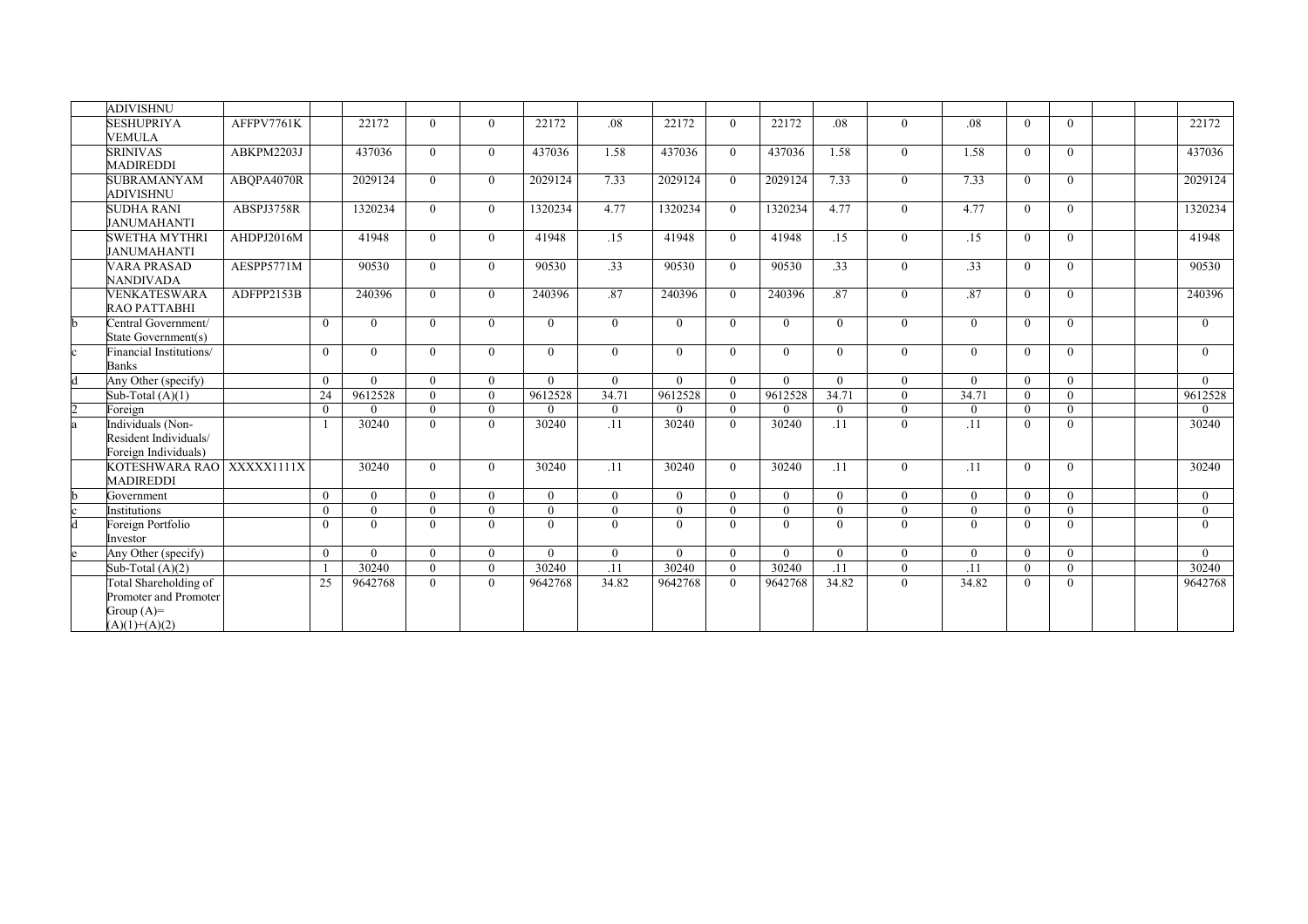| | | | | | | | | | | | | | | | | | | | |
|---|---|---|---|---|---|---|---|---|---|---|---|---|---|---|---|---|---|---|---|
| | ADIVISHNU | | | | | | | | | | | | | | | | | | |
| | SESHUPRIYA VEMULA | AFFPV7761K | | 22172 | 0 | 0 | 22172 | .08 | 22172 | 0 | 22172 | .08 | 0 | .08 | 0 | 0 | | | 22172 |
| | SRINIVAS MADIREDDI | ABKPM2203J | | 437036 | 0 | 0 | 437036 | 1.58 | 437036 | 0 | 437036 | 1.58 | 0 | 1.58 | 0 | 0 | | | 437036 |
| | SUBRAMANYAM ADIVISHNU | ABQPA4070R | | 2029124 | 0 | 0 | 2029124 | 7.33 | 2029124 | 0 | 2029124 | 7.33 | 0 | 7.33 | 0 | 0 | | | 2029124 |
| | SUDHA RANI JANUMAHANTI | ABSPJ3758R | | 1320234 | 0 | 0 | 1320234 | 4.77 | 1320234 | 0 | 1320234 | 4.77 | 0 | 4.77 | 0 | 0 | | | 1320234 |
| | SWETHA MYTHRI JANUMAHANTI | AHDPJ2016M | | 41948 | 0 | 0 | 41948 | .15 | 41948 | 0 | 41948 | .15 | 0 | .15 | 0 | 0 | | | 41948 |
| | VARA PRASAD NANDIVADA | AESPP5771M | | 90530 | 0 | 0 | 90530 | .33 | 90530 | 0 | 90530 | .33 | 0 | .33 | 0 | 0 | | | 90530 |
| | VENKATESWARA RAO PATTABHI | ADFPP2153B | | 240396 | 0 | 0 | 240396 | .87 | 240396 | 0 | 240396 | .87 | 0 | .87 | 0 | 0 | | | 240396 |
| b | Central Government/ State Government(s) | | 0 | 0 | 0 | 0 | 0 | 0 | 0 | 0 | 0 | 0 | 0 | 0 | 0 | 0 | | | 0 |
| c | Financial Institutions/ Banks | | 0 | 0 | 0 | 0 | 0 | 0 | 0 | 0 | 0 | 0 | 0 | 0 | 0 | 0 | | | 0 |
| d | Any Other (specify) | | 0 | 0 | 0 | 0 | 0 | 0 | 0 | 0 | 0 | 0 | 0 | 0 | 0 | 0 | | | 0 |
| | Sub-Total (A)(1) | | 24 | 9612528 | 0 | 0 | 9612528 | 34.71 | 9612528 | 0 | 9612528 | 34.71 | 0 | 34.71 | 0 | 0 | | | 9612528 |
| 2 | Foreign | | 0 | 0 | 0 | 0 | 0 | 0 | 0 | 0 | 0 | 0 | 0 | 0 | 0 | 0 | | | 0 |
| a | Individuals (Non-Resident Individuals/ Foreign Individuals) | | 1 | 30240 | 0 | 0 | 30240 | .11 | 30240 | 0 | 30240 | .11 | 0 | .11 | 0 | 0 | | | 30240 |
| | KOTESHWARA RAO MADIREDDI | XXXXX1111X | | 30240 | 0 | 0 | 30240 | .11 | 30240 | 0 | 30240 | .11 | 0 | .11 | 0 | 0 | | | 30240 |
| b | Government | | 0 | 0 | 0 | 0 | 0 | 0 | 0 | 0 | 0 | 0 | 0 | 0 | 0 | 0 | | | 0 |
| c | Institutions | | 0 | 0 | 0 | 0 | 0 | 0 | 0 | 0 | 0 | 0 | 0 | 0 | 0 | 0 | | | 0 |
| d | Foreign Portfolio Investor | | 0 | 0 | 0 | 0 | 0 | 0 | 0 | 0 | 0 | 0 | 0 | 0 | 0 | 0 | | | 0 |
| e | Any Other (specify) | | 0 | 0 | 0 | 0 | 0 | 0 | 0 | 0 | 0 | 0 | 0 | 0 | 0 | 0 | | | 0 |
| | Sub-Total (A)(2) | | 1 | 30240 | 0 | 0 | 30240 | .11 | 30240 | 0 | 30240 | .11 | 0 | .11 | 0 | 0 | | | 30240 |
| | Total Shareholding of Promoter and Promoter Group (A)= (A)(1)+(A)(2) | | 25 | 9642768 | 0 | 0 | 9642768 | 34.82 | 9642768 | 0 | 9642768 | 34.82 | 0 | 34.82 | 0 | 0 | | | 9642768 |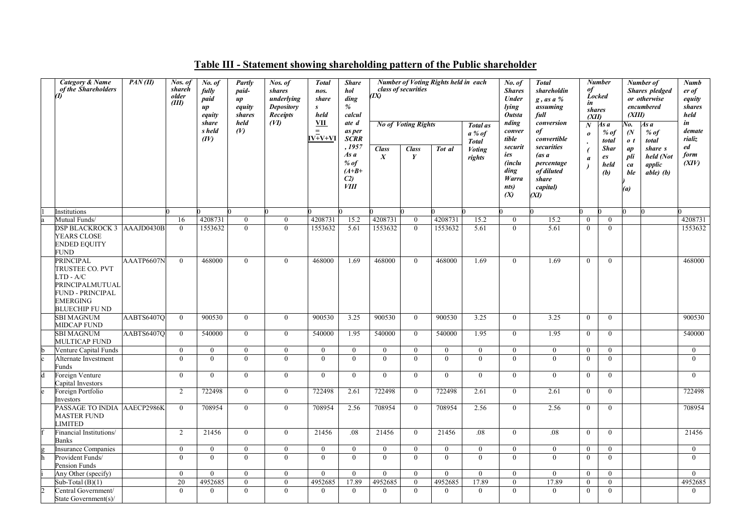# Table III - Statement showing shareholding pattern of the Public shareholder

| | Category & Name of the Shareholders (I) | PAN (II) | Nos. of shareholder (III) | No. of fully paid up equity shares held (IV) | Partly paid-up equity shares held (V) | Nos. of shares underlying Depository Receipts (VI) | Total nos. shares held VII = IV+V+VI | Shareholding % calculate d as per SCRR, 1957 As a % of (A+B+C2) VIII | Number of Voting Rights held in each class of securities (IX) | | | | No. of Shares Underlying Outstanding convertible securities (including Warrants) (X) | Total shareholding, as a % assuming full conversion of convertible securities (as a percentage of diluted share capital) (XI) | Number of Locked in shares (XII) | | Number of Shares pledged or otherwise encumbered (XIII) | | Number of equity shares held in dematerialized form (XIV) |
|---|---|---|---|---|---|---|---|---|---|---|---|---|---|---|---|---|---|---|---|
| | | | | | | | | | No of Voting Rights | | | Total as a % of Total Voting rights | | | No. (a) | As a % of total Shares held (b) | No. (Not applicable) (a) | As a % of total shares held (Not applicable) (b) | |
| | | | | | | | | | Class X | Class Y | Total | | | | | | | | |
| 1 | Institutions | | 0 | 0 | 0 | 0 | 0 | 0 | 0 | 0 | 0 | 0 | | 0 | 0 | 0 | 0 | 0 | 0 |
| a | Mutual Funds/ | | 16 | 4208731 | 0 | 0 | 4208731 | 15.2 | 4208731 | 0 | 4208731 | 15.2 | 0 | 15.2 | 0 | 0 | | | 4208731 |
| | DSP BLACKROCK 3 YEARS CLOSE ENDED EQUITY FUND | AAAJD0430B | 0 | 1553632 | 0 | 0 | 1553632 | 5.61 | 1553632 | 0 | 1553632 | 5.61 | 0 | 5.61 | 0 | 0 | | | 1553632 |
| | PRINCIPAL TRUSTEE CO. PVT LTD - A/C PRINCIPALMUTUAL FUND - PRINCIPAL EMERGING BLUECHIP FU ND | AAATP6607N | 0 | 468000 | 0 | 0 | 468000 | 1.69 | 468000 | 0 | 468000 | 1.69 | 0 | 1.69 | 0 | 0 | | | 468000 |
| | SBI MAGNUM MIDCAP FUND | AABTS6407Q | 0 | 900530 | 0 | 0 | 900530 | 3.25 | 900530 | 0 | 900530 | 3.25 | 0 | 3.25 | 0 | 0 | | | 900530 |
| | SBI MAGNUM MULTICAP FUND | AABTS6407Q | 0 | 540000 | 0 | 0 | 540000 | 1.95 | 540000 | 0 | 540000 | 1.95 | 0 | 1.95 | 0 | 0 | | | 540000 |
| b | Venture Capital Funds | | 0 | 0 | 0 | 0 | 0 | 0 | 0 | 0 | 0 | 0 | 0 | 0 | 0 | 0 | | | 0 |
| c | Alternate Investment Funds | | 0 | 0 | 0 | 0 | 0 | 0 | 0 | 0 | 0 | 0 | 0 | 0 | 0 | 0 | | | 0 |
| d | Foreign Venture Capital Investors | | 0 | 0 | 0 | 0 | 0 | 0 | 0 | 0 | 0 | 0 | 0 | 0 | 0 | 0 | | | 0 |
| e | Foreign Portfolio Investors | | 2 | 722498 | 0 | 0 | 722498 | 2.61 | 722498 | 0 | 722498 | 2.61 | 0 | 2.61 | 0 | 0 | | | 722498 |
| | PASSAGE TO INDIA MASTER FUND LIMITED | AAECP2986K | 0 | 708954 | 0 | 0 | 708954 | 2.56 | 708954 | 0 | 708954 | 2.56 | 0 | 2.56 | 0 | 0 | | | 708954 |
| f | Financial Institutions/ Banks | | 2 | 21456 | 0 | 0 | 21456 | .08 | 21456 | 0 | 21456 | .08 | 0 | .08 | 0 | 0 | | | 21456 |
| g | Insurance Companies | | 0 | 0 | 0 | 0 | 0 | 0 | 0 | 0 | 0 | 0 | 0 | 0 | 0 | 0 | | | 0 |
| h | Provident Funds/ Pension Funds | | 0 | 0 | 0 | 0 | 0 | 0 | 0 | 0 | 0 | 0 | 0 | 0 | 0 | 0 | | | 0 |
| i | Any Other (specify) | | 0 | 0 | 0 | 0 | 0 | 0 | 0 | 0 | 0 | 0 | 0 | 0 | 0 | 0 | | | 0 |
| | Sub-Total (B)(1) | | 20 | 4952685 | 0 | 0 | 4952685 | 17.89 | 4952685 | 0 | 4952685 | 17.89 | 0 | 17.89 | 0 | 0 | | | 4952685 |
| 2 | Central Government/ State Government(s)/ | | 0 | 0 | 0 | 0 | 0 | 0 | 0 | 0 | 0 | 0 | 0 | 0 | 0 | 0 | | | 0 |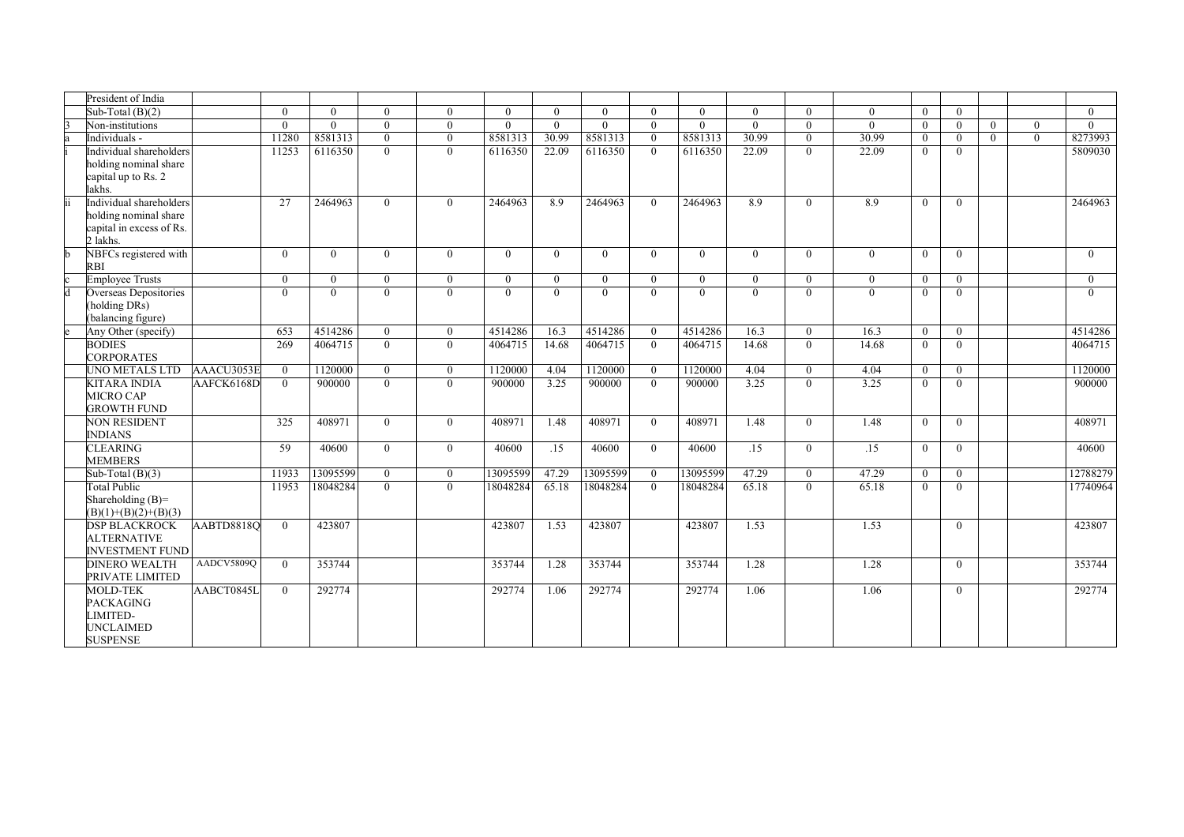| | | | | | | | | | | | | | | | | | | | |
|---|---|---|---|---|---|---|---|---|---|---|---|---|---|---|---|---|---|---|---|
| | President of India | | | | | | | | | | | | | | | | | | |
| | Sub-Total (B)(2) | | 0 | 0 | 0 | 0 | 0 | 0 | 0 | 0 | 0 | 0 | 0 | 0 | 0 | 0 | | | 0 |
| 3 | Non-institutions | | 0 | 0 | 0 | 0 | 0 | 0 | 0 | 0 | 0 | 0 | 0 | 0 | 0 | 0 | 0 | 0 | 0 |
| a | Individuals - | | 11280 | 8581313 | 0 | 0 | 8581313 | 30.99 | 8581313 | 0 | 8581313 | 30.99 | 0 | 30.99 | 0 | 0 | 0 | 0 | 8273993 |
| i | Individual shareholders holding nominal share capital up to Rs. 2 lakhs. | | 11253 | 6116350 | 0 | 0 | 6116350 | 22.09 | 6116350 | 0 | 6116350 | 22.09 | 0 | 22.09 | 0 | 0 | | | 5809030 |
| ii | Individual shareholders holding nominal share capital in excess of Rs. 2 lakhs. | | 27 | 2464963 | 0 | 0 | 2464963 | 8.9 | 2464963 | 0 | 2464963 | 8.9 | 0 | 8.9 | 0 | 0 | | | 2464963 |
| b | NBFCs registered with RBI | | 0 | 0 | 0 | 0 | 0 | 0 | 0 | 0 | 0 | 0 | 0 | 0 | 0 | 0 | | | 0 |
| c | Employee Trusts | | 0 | 0 | 0 | 0 | 0 | 0 | 0 | 0 | 0 | 0 | 0 | 0 | 0 | 0 | | | 0 |
| d | Overseas Depositories (holding DRs) (balancing figure) | | 0 | 0 | 0 | 0 | 0 | 0 | 0 | 0 | 0 | 0 | 0 | 0 | 0 | 0 | | | 0 |
| e | Any Other (specify) | | 653 | 4514286 | 0 | 0 | 4514286 | 16.3 | 4514286 | 0 | 4514286 | 16.3 | 0 | 16.3 | 0 | 0 | | | 4514286 |
| | BODIES CORPORATES | | 269 | 4064715 | 0 | 0 | 4064715 | 14.68 | 4064715 | 0 | 4064715 | 14.68 | 0 | 14.68 | 0 | 0 | | | 4064715 |
| | UNO METALS LTD | AAACU3053E | 0 | 1120000 | 0 | 0 | 1120000 | 4.04 | 1120000 | 0 | 1120000 | 4.04 | 0 | 4.04 | 0 | 0 | | | 1120000 |
| | KITARA INDIA MICRO CAP GROWTH FUND | AAFCK6168D | 0 | 900000 | 0 | 0 | 900000 | 3.25 | 900000 | 0 | 900000 | 3.25 | 0 | 3.25 | 0 | 0 | | | 900000 |
| | NON RESIDENT INDIANS | | 325 | 408971 | 0 | 0 | 408971 | 1.48 | 408971 | 0 | 408971 | 1.48 | 0 | 1.48 | 0 | 0 | | | 408971 |
| | CLEARING MEMBERS | | 59 | 40600 | 0 | 0 | 40600 | .15 | 40600 | 0 | 40600 | .15 | 0 | .15 | 0 | 0 | | | 40600 |
| | Sub-Total (B)(3) | | 11933 | 13095599 | 0 | 0 | 13095599 | 47.29 | 13095599 | 0 | 13095599 | 47.29 | 0 | 47.29 | 0 | 0 | | | 12788279 |
| | Total Public Shareholding (B)= (B)(1)+(B)(2)+(B)(3) | | 11953 | 18048284 | 0 | 0 | 18048284 | 65.18 | 18048284 | 0 | 18048284 | 65.18 | 0 | 65.18 | 0 | 0 | | | 17740964 |
| | DSP BLACKROCK ALTERNATIVE INVESTMENT FUND | AABTD8818Q | 0 | 423807 | | | 423807 | 1.53 | 423807 | | 423807 | 1.53 | | 1.53 | | 0 | | | 423807 |
| | DINERO WEALTH PRIVATE LIMITED | AADCV5809Q | 0 | 353744 | | | 353744 | 1.28 | 353744 | | 353744 | 1.28 | | 1.28 | | 0 | | | 353744 |
| | MOLD-TEK PACKAGING LIMITED- UNCLAIMED SUSPENSE | AABCT0845L | 0 | 292774 | | | 292774 | 1.06 | 292774 | | 292774 | 1.06 | | 1.06 | | 0 | | | 292774 |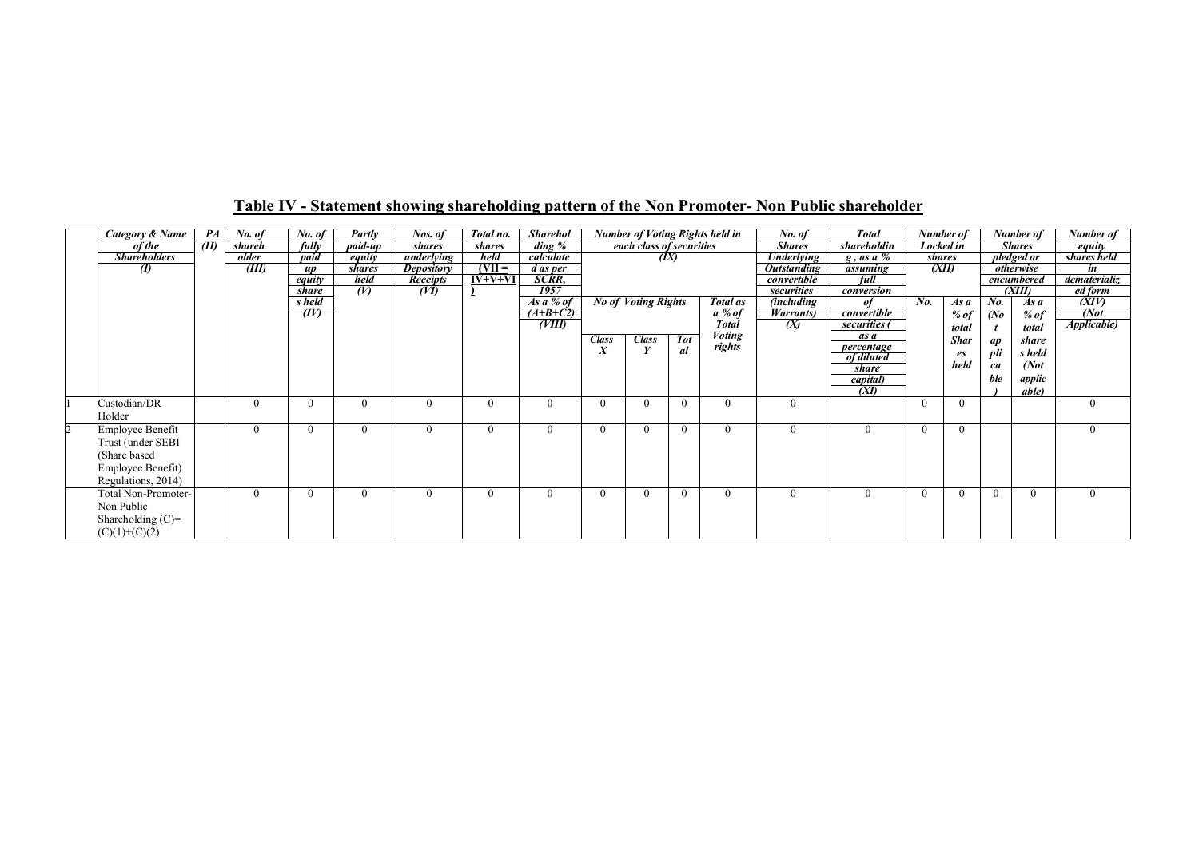## Table IV - Statement showing shareholding pattern of the Non Promoter- Non Public shareholder

| | Category & Name of the Shareholders (I) | PAN (II) | No. of shareholder (III) | No. of fully paid up equity shares held (IV) | Partly paid-up equity shares held (V) | Nos. of shares underlying Depository Receipts (VI) | Total no. shares held (VII = IV+V+VI) | Shareholding % calculated as per SCRR, 1957 As a % of (A+B+C2) (VIII) | Number of Voting Rights held in each class of securities (IX) | | | | No. of Shares Underlying Outstanding convertible securities (including Warrants) (X) | Total shareholding, as a % assuming full conversion of convertible securities ( as a percentage of diluted share capital) (XI) | Number of Locked in shares (XII) | | Number of Shares pledged or otherwise encumbered (XIII) | | Number of equity shares held in dematerialized form (XIV) (Not Applicable) |
|---|---|---|---|---|---|---|---|---|---|---|---|---|---|---|---|---|---|---|---|
| | | | | | | | | | No of Voting Rights | | | Total as a % of Total Voting rights | | | No. | As a % of total Shares held | No. (Not applicable) | As a % of total shares held (Not applicable) | |
| | | | | | | | | | Class X | Class Y | Total | | | | | | | | |
| 1 | Custodian/DR Holder | | 0 | 0 | 0 | 0 | 0 | 0 | 0 | 0 | 0 | 0 | 0 | | 0 | 0 | | | 0 |
| 2 | Employee Benefit Trust (under SEBI (Share based Employee Benefit) Regulations, 2014) | | 0 | 0 | 0 | 0 | 0 | 0 | 0 | 0 | 0 | 0 | 0 | 0 | 0 | 0 | | | 0 |
| | Total Non-Promoter- Non Public Shareholding (C)= (C)(1)+(C)(2) | | 0 | 0 | 0 | 0 | 0 | 0 | 0 | 0 | 0 | 0 | 0 | 0 | 0 | 0 | 0 | 0 | 0 |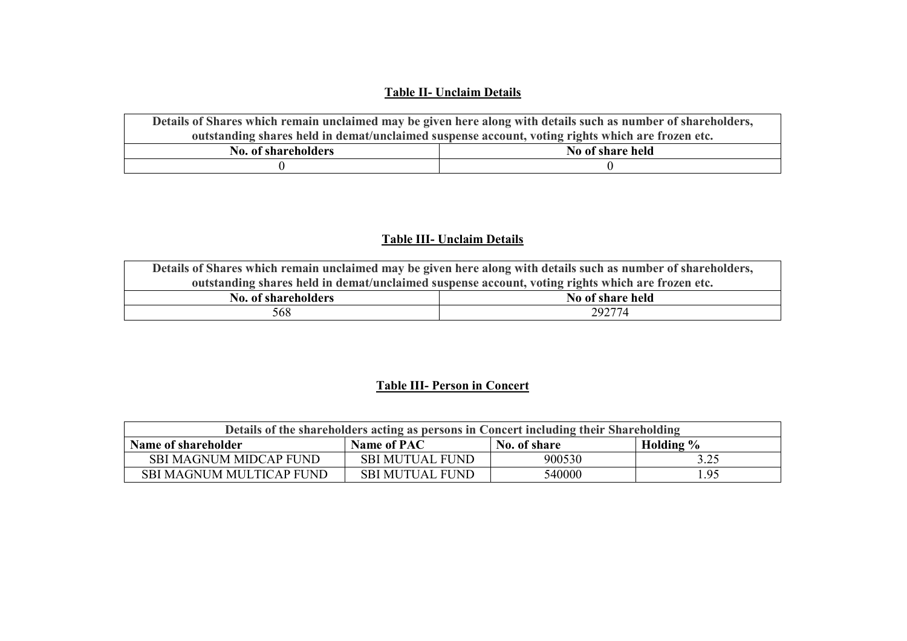## Table II- Unclaim Details

| Details of Shares which remain unclaimed may be given here along with details such as number of shareholders, outstanding shares held in demat/unclaimed suspense account, voting rights which are frozen etc. | |
|---|---|
| **No. of shareholders** | **No of share held** |
| 0 | 0 |

## Table III- Unclaim Details

| Details of Shares which remain unclaimed may be given here along with details such as number of shareholders, outstanding shares held in demat/unclaimed suspense account, voting rights which are frozen etc. | |
|---|---|
| **No. of shareholders** | **No of share held** |
| 568 | 292774 |

## Table III- Person in Concert

| Details of the shareholders acting as persons in Concert including their Shareholding | | | |
|---|---|---|---|
| **Name of shareholder** | **Name of PAC** | **No. of share** | **Holding %** |
| SBI MAGNUM MIDCAP FUND | SBI MUTUAL FUND | 900530 | 3.25 |
| SBI MAGNUM MULTICAP FUND | SBI MUTUAL FUND | 540000 | 1.95 |